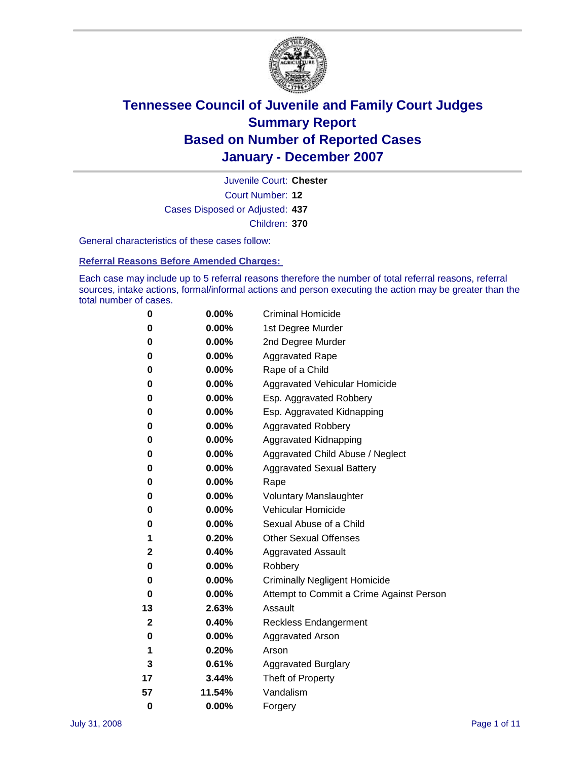# Tennessee Council of Juvenile and Family Court Judges
## Summary Report
## Based on Number of Reported Cases
## January - December 2007

Juvenile Court: **Chester**
Court Number: **12**
Cases Disposed or Adjusted: **437**
Children: **370**

General characteristics of these cases follow:

### Referral Reasons Before Amended Charges:

Each case may include up to 5 referral reasons therefore the number of total referral reasons, referral sources, intake actions, formal/informal actions and person executing the action may be greater than the total number of cases.

| Count | Percent | Referral Reason |
|---|---|---|
| 0 | 0.00% | Criminal Homicide |
| 0 | 0.00% | 1st Degree Murder |
| 0 | 0.00% | 2nd Degree Murder |
| 0 | 0.00% | Aggravated Rape |
| 0 | 0.00% | Rape of a Child |
| 0 | 0.00% | Aggravated Vehicular Homicide |
| 0 | 0.00% | Esp. Aggravated Robbery |
| 0 | 0.00% | Esp. Aggravated Kidnapping |
| 0 | 0.00% | Aggravated Robbery |
| 0 | 0.00% | Aggravated Kidnapping |
| 0 | 0.00% | Aggravated Child Abuse / Neglect |
| 0 | 0.00% | Aggravated Sexual Battery |
| 0 | 0.00% | Rape |
| 0 | 0.00% | Voluntary Manslaughter |
| 0 | 0.00% | Vehicular Homicide |
| 0 | 0.00% | Sexual Abuse of a Child |
| 1 | 0.20% | Other Sexual Offenses |
| 2 | 0.40% | Aggravated Assault |
| 0 | 0.00% | Robbery |
| 0 | 0.00% | Criminally Negligent Homicide |
| 0 | 0.00% | Attempt to Commit a Crime Against Person |
| 13 | 2.63% | Assault |
| 2 | 0.40% | Reckless Endangerment |
| 0 | 0.00% | Aggravated Arson |
| 1 | 0.20% | Arson |
| 3 | 0.61% | Aggravated Burglary |
| 17 | 3.44% | Theft of Property |
| 57 | 11.54% | Vandalism |
| 0 | 0.00% | Forgery |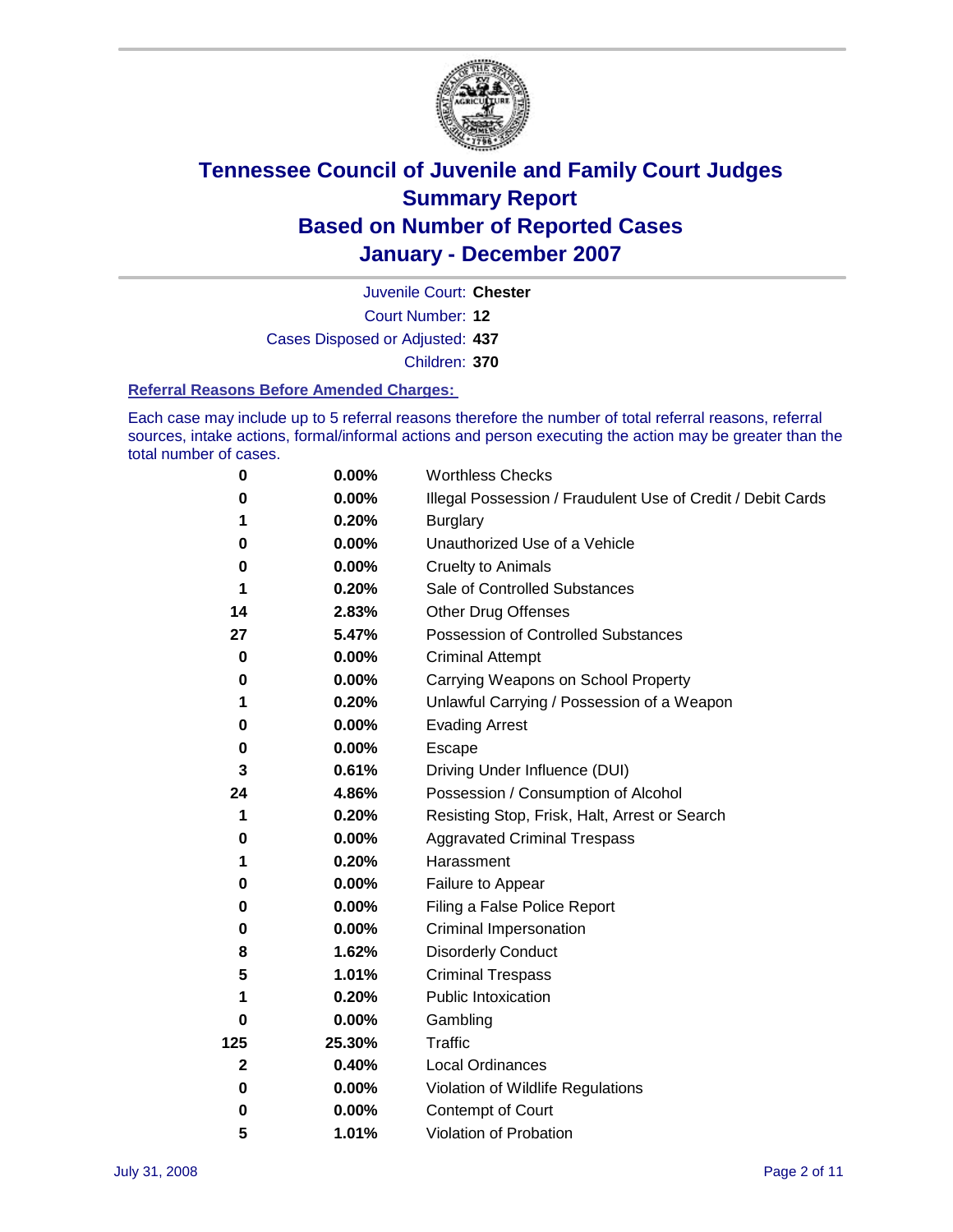# Tennessee Council of Juvenile and Family Court Judges
# Summary Report
# Based on Number of Reported Cases
# January - December 2007

Juvenile Court: **Chester**

Court Number: **12**

Cases Disposed or Adjusted: **437**

Children: **370**

### Referral Reasons Before Amended Charges:

Each case may include up to 5 referral reasons therefore the number of total referral reasons, referral sources, intake actions, formal/informal actions and person executing the action may be greater than the total number of cases.

| | | |
|---|---|---|
| 0 | 0.00% | Worthless Checks |
| 0 | 0.00% | Illegal Possession / Fraudulent Use of Credit / Debit Cards |
| 1 | 0.20% | Burglary |
| 0 | 0.00% | Unauthorized Use of a Vehicle |
| 0 | 0.00% | Cruelty to Animals |
| 1 | 0.20% | Sale of Controlled Substances |
| 14 | 2.83% | Other Drug Offenses |
| 27 | 5.47% | Possession of Controlled Substances |
| 0 | 0.00% | Criminal Attempt |
| 0 | 0.00% | Carrying Weapons on School Property |
| 1 | 0.20% | Unlawful Carrying / Possession of a Weapon |
| 0 | 0.00% | Evading Arrest |
| 0 | 0.00% | Escape |
| 3 | 0.61% | Driving Under Influence (DUI) |
| 24 | 4.86% | Possession / Consumption of Alcohol |
| 1 | 0.20% | Resisting Stop, Frisk, Halt, Arrest or Search |
| 0 | 0.00% | Aggravated Criminal Trespass |
| 1 | 0.20% | Harassment |
| 0 | 0.00% | Failure to Appear |
| 0 | 0.00% | Filing a False Police Report |
| 0 | 0.00% | Criminal Impersonation |
| 8 | 1.62% | Disorderly Conduct |
| 5 | 1.01% | Criminal Trespass |
| 1 | 0.20% | Public Intoxication |
| 0 | 0.00% | Gambling |
| 125 | 25.30% | Traffic |
| 2 | 0.40% | Local Ordinances |
| 0 | 0.00% | Violation of Wildlife Regulations |
| 0 | 0.00% | Contempt of Court |
| 5 | 1.01% | Violation of Probation |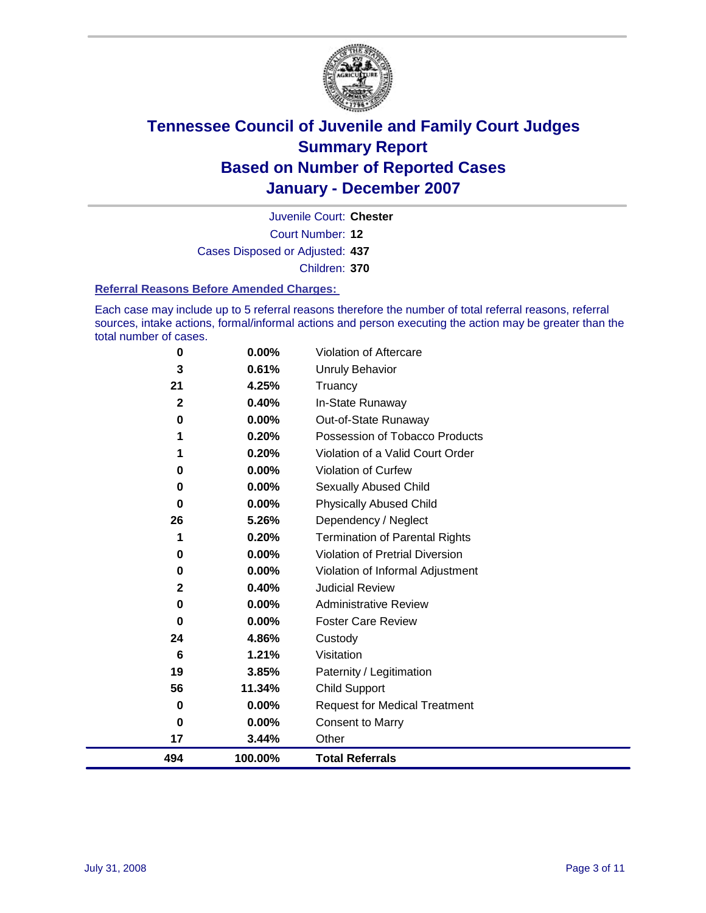# Tennessee Council of Juvenile and Family Court Judges
## Summary Report
## Based on Number of Reported Cases
## January - December 2007

Juvenile Court: **Chester**

Court Number: **12**

Cases Disposed or Adjusted: **437**

Children: **370**

### Referral Reasons Before Amended Charges:

Each case may include up to 5 referral reasons therefore the number of total referral reasons, referral sources, intake actions, formal/informal actions and person executing the action may be greater than the total number of cases.

| Count | Percent | Referral Reason |
|---|---|---|
| 0 | 0.00% | Violation of Aftercare |
| 3 | 0.61% | Unruly Behavior |
| 21 | 4.25% | Truancy |
| 2 | 0.40% | In-State Runaway |
| 0 | 0.00% | Out-of-State Runaway |
| 1 | 0.20% | Possession of Tobacco Products |
| 1 | 0.20% | Violation of a Valid Court Order |
| 0 | 0.00% | Violation of Curfew |
| 0 | 0.00% | Sexually Abused Child |
| 0 | 0.00% | Physically Abused Child |
| 26 | 5.26% | Dependency / Neglect |
| 1 | 0.20% | Termination of Parental Rights |
| 0 | 0.00% | Violation of Pretrial Diversion |
| 0 | 0.00% | Violation of Informal Adjustment |
| 2 | 0.40% | Judicial Review |
| 0 | 0.00% | Administrative Review |
| 0 | 0.00% | Foster Care Review |
| 24 | 4.86% | Custody |
| 6 | 1.21% | Visitation |
| 19 | 3.85% | Paternity / Legitimation |
| 56 | 11.34% | Child Support |
| 0 | 0.00% | Request for Medical Treatment |
| 0 | 0.00% | Consent to Marry |
| 17 | 3.44% | Other |
| **494** | **100.00%** | **Total Referrals** |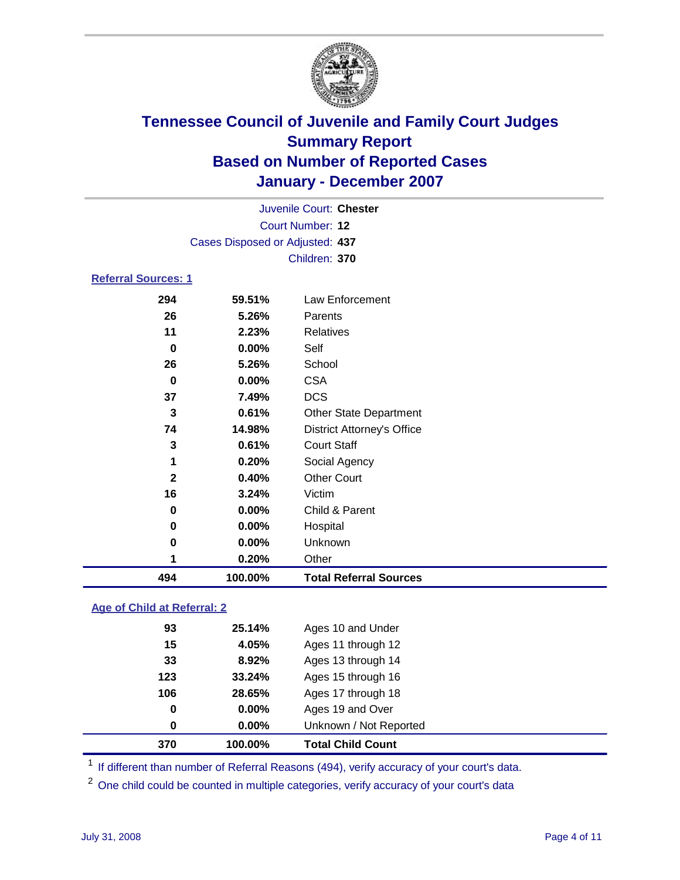# Tennessee Council of Juvenile and Family Court Judges
## Summary Report
## Based on Number of Reported Cases
## January - December 2007

Juvenile Court: **Chester**
Court Number: **12**
Cases Disposed or Adjusted: **437**
Children: **370**

### Referral Sources: 1

| | | |
|---|---|---|
| 294 | 59.51% | Law Enforcement |
| 26 | 5.26% | Parents |
| 11 | 2.23% | Relatives |
| 0 | 0.00% | Self |
| 26 | 5.26% | School |
| 0 | 0.00% | CSA |
| 37 | 7.49% | DCS |
| 3 | 0.61% | Other State Department |
| 74 | 14.98% | District Attorney's Office |
| 3 | 0.61% | Court Staff |
| 1 | 0.20% | Social Agency |
| 2 | 0.40% | Other Court |
| 16 | 3.24% | Victim |
| 0 | 0.00% | Child & Parent |
| 0 | 0.00% | Hospital |
| 0 | 0.00% | Unknown |
| 1 | 0.20% | Other |
| **494** | **100.00%** | **Total Referral Sources** |

### Age of Child at Referral: 2

| | | |
|---|---|---|
| 93 | 25.14% | Ages 10 and Under |
| 15 | 4.05% | Ages 11 through 12 |
| 33 | 8.92% | Ages 13 through 14 |
| 123 | 33.24% | Ages 15 through 16 |
| 106 | 28.65% | Ages 17 through 18 |
| 0 | 0.00% | Ages 19 and Over |
| 0 | 0.00% | Unknown / Not Reported |
| **370** | **100.00%** | **Total Child Count** |

[1] If different than number of Referral Reasons (494), verify accuracy of your court's data.

[2] One child could be counted in multiple categories, verify accuracy of your court's data

July 31, 2008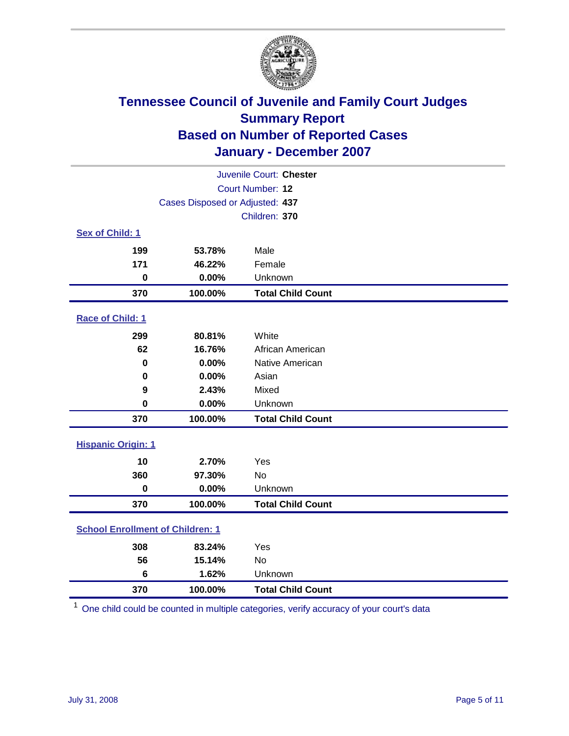# Tennessee Council of Juvenile and Family Court Judges
## Summary Report
## Based on Number of Reported Cases
## January - December 2007

Juvenile Court: **Chester**
Court Number: **12**
Cases Disposed or Adjusted: **437**
Children: **370**

### Sex of Child: 1

| | | |
|---|---|---|
| 199 | 53.78% | Male |
| 171 | 46.22% | Female |
| 0 | 0.00% | Unknown |
| **370** | **100.00%** | **Total Child Count** |

### Race of Child: 1

| | | |
|---|---|---|
| 299 | 80.81% | White |
| 62 | 16.76% | African American |
| 0 | 0.00% | Native American |
| 0 | 0.00% | Asian |
| 9 | 2.43% | Mixed |
| 0 | 0.00% | Unknown |
| **370** | **100.00%** | **Total Child Count** |

### Hispanic Origin: 1

| | | |
|---|---|---|
| 10 | 2.70% | Yes |
| 360 | 97.30% | No |
| 0 | 0.00% | Unknown |
| **370** | **100.00%** | **Total Child Count** |

### School Enrollment of Children: 1

| | | |
|---|---|---|
| 308 | 83.24% | Yes |
| 56 | 15.14% | No |
| 6 | 1.62% | Unknown |
| **370** | **100.00%** | **Total Child Count** |

[1] One child could be counted in multiple categories, verify accuracy of your court's data

July 31, 2008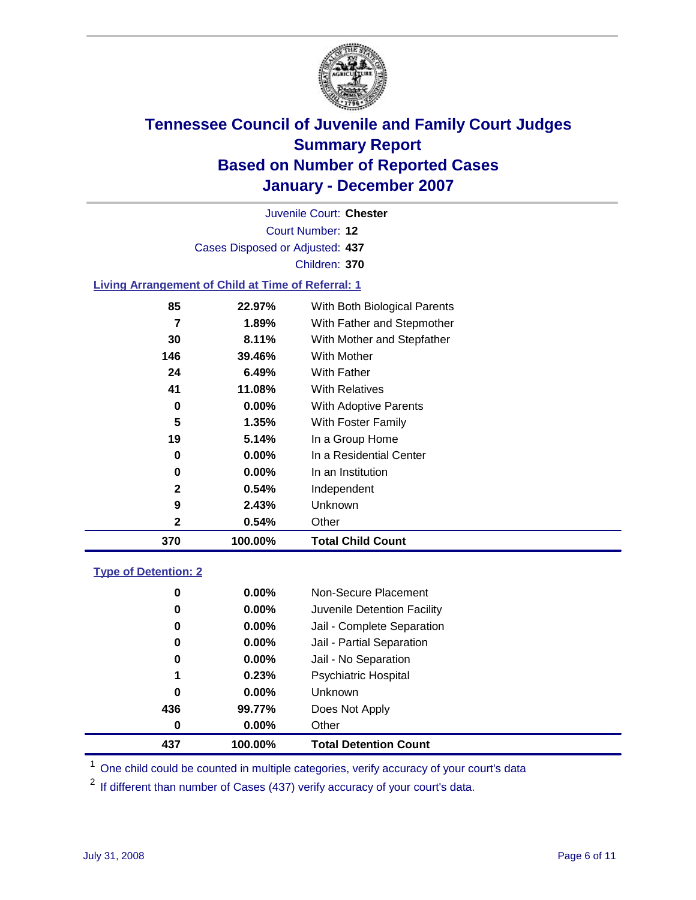# Tennessee Council of Juvenile and Family Court Judges
# Summary Report
# Based on Number of Reported Cases
# January - December 2007

Juvenile Court: **Chester**

Court Number: **12**

Cases Disposed or Adjusted: **437**

Children: **370**

### Living Arrangement of Child at Time of Referral: 1

| Count | Percent | Living Arrangement |
|---|---|---|
| 85 | 22.97% | With Both Biological Parents |
| 7 | 1.89% | With Father and Stepmother |
| 30 | 8.11% | With Mother and Stepfather |
| 146 | 39.46% | With Mother |
| 24 | 6.49% | With Father |
| 41 | 11.08% | With Relatives |
| 0 | 0.00% | With Adoptive Parents |
| 5 | 1.35% | With Foster Family |
| 19 | 5.14% | In a Group Home |
| 0 | 0.00% | In a Residential Center |
| 0 | 0.00% | In an Institution |
| 2 | 0.54% | Independent |
| 9 | 2.43% | Unknown |
| 2 | 0.54% | Other |
| **370** | **100.00%** | **Total Child Count** |

### Type of Detention: 2

| Count | Percent | Type of Detention |
|---|---|---|
| 0 | 0.00% | Non-Secure Placement |
| 0 | 0.00% | Juvenile Detention Facility |
| 0 | 0.00% | Jail - Complete Separation |
| 0 | 0.00% | Jail - Partial Separation |
| 0 | 0.00% | Jail - No Separation |
| 1 | 0.23% | Psychiatric Hospital |
| 0 | 0.00% | Unknown |
| 436 | 99.77% | Does Not Apply |
| 0 | 0.00% | Other |
| **437** | **100.00%** | **Total Detention Count** |

[1] One child could be counted in multiple categories, verify accuracy of your court's data

[2] If different than number of Cases (437) verify accuracy of your court's data.

July 31, 2008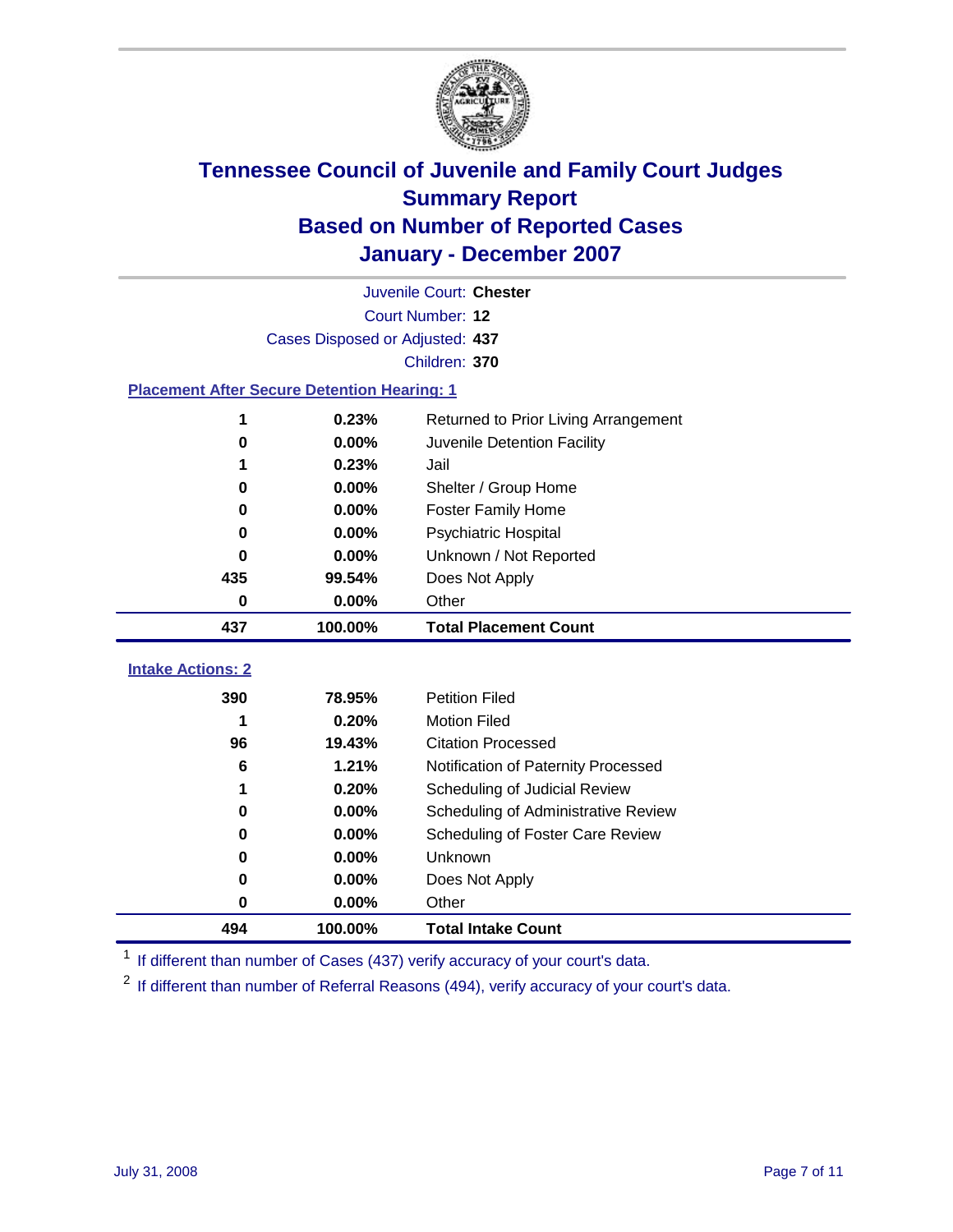# Tennessee Council of Juvenile and Family Court Judges
## Summary Report
## Based on Number of Reported Cases
## January - December 2007

Juvenile Court: **Chester**
Court Number: **12**
Cases Disposed or Adjusted: **437**
Children: **370**

### Placement After Secure Detention Hearing: 1

| | | |
|---|---|---|
| 1 | 0.23% | Returned to Prior Living Arrangement |
| 0 | 0.00% | Juvenile Detention Facility |
| 1 | 0.23% | Jail |
| 0 | 0.00% | Shelter / Group Home |
| 0 | 0.00% | Foster Family Home |
| 0 | 0.00% | Psychiatric Hospital |
| 0 | 0.00% | Unknown / Not Reported |
| 435 | 99.54% | Does Not Apply |
| 0 | 0.00% | Other |
| **437** | **100.00%** | **Total Placement Count** |

### Intake Actions: 2

| | | |
|---|---|---|
| 390 | 78.95% | Petition Filed |
| 1 | 0.20% | Motion Filed |
| 96 | 19.43% | Citation Processed |
| 6 | 1.21% | Notification of Paternity Processed |
| 1 | 0.20% | Scheduling of Judicial Review |
| 0 | 0.00% | Scheduling of Administrative Review |
| 0 | 0.00% | Scheduling of Foster Care Review |
| 0 | 0.00% | Unknown |
| 0 | 0.00% | Does Not Apply |
| 0 | 0.00% | Other |
| **494** | **100.00%** | **Total Intake Count** |

[1] If different than number of Cases (437) verify accuracy of your court's data.

[2] If different than number of Referral Reasons (494), verify accuracy of your court's data.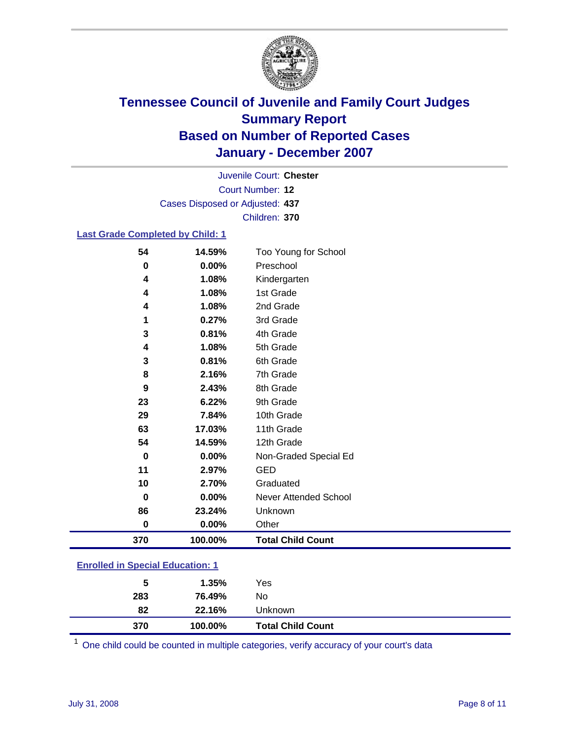# Tennessee Council of Juvenile and Family Court Judges
## Summary Report
## Based on Number of Reported Cases
## January - December 2007

Juvenile Court: **Chester**

Court Number: **12**

Cases Disposed or Adjusted: **437**

Children: **370**

### Last Grade Completed by Child: 1

| Count | Percent | Category |
|---|---|---|
| 54 | 14.59% | Too Young for School |
| 0 | 0.00% | Preschool |
| 4 | 1.08% | Kindergarten |
| 4 | 1.08% | 1st Grade |
| 4 | 1.08% | 2nd Grade |
| 1 | 0.27% | 3rd Grade |
| 3 | 0.81% | 4th Grade |
| 4 | 1.08% | 5th Grade |
| 3 | 0.81% | 6th Grade |
| 8 | 2.16% | 7th Grade |
| 9 | 2.43% | 8th Grade |
| 23 | 6.22% | 9th Grade |
| 29 | 7.84% | 10th Grade |
| 63 | 17.03% | 11th Grade |
| 54 | 14.59% | 12th Grade |
| 0 | 0.00% | Non-Graded Special Ed |
| 11 | 2.97% | GED |
| 10 | 2.70% | Graduated |
| 0 | 0.00% | Never Attended School |
| 86 | 23.24% | Unknown |
| 0 | 0.00% | Other |
| **370** | **100.00%** | **Total Child Count** |

### Enrolled in Special Education: 1

| Count | Percent | Category |
|---|---|---|
| 5 | 1.35% | Yes |
| 283 | 76.49% | No |
| 82 | 22.16% | Unknown |
| **370** | **100.00%** | **Total Child Count** |

[1] One child could be counted in multiple categories, verify accuracy of your court's data

July 31, 2008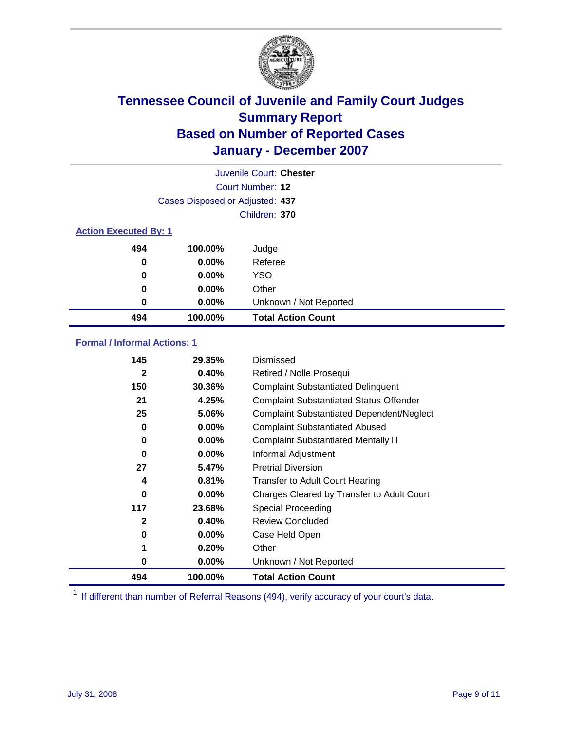# Tennessee Council of Juvenile and Family Court Judges
## Summary Report
## Based on Number of Reported Cases
## January - December 2007

Juvenile Court: **Chester**

Court Number: **12**

Cases Disposed or Adjusted: **437**

Children: **370**

### Action Executed By: 1

| | | |
|---|---|---|
| 494 | 100.00% | Judge |
| 0 | 0.00% | Referee |
| 0 | 0.00% | YSO |
| 0 | 0.00% | Other |
| 0 | 0.00% | Unknown / Not Reported |
| **494** | **100.00%** | **Total Action Count** |

### Formal / Informal Actions: 1

| | | |
|---|---|---|
| 145 | 29.35% | Dismissed |
| 2 | 0.40% | Retired / Nolle Prosequi |
| 150 | 30.36% | Complaint Substantiated Delinquent |
| 21 | 4.25% | Complaint Substantiated Status Offender |
| 25 | 5.06% | Complaint Substantiated Dependent/Neglect |
| 0 | 0.00% | Complaint Substantiated Abused |
| 0 | 0.00% | Complaint Substantiated Mentally Ill |
| 0 | 0.00% | Informal Adjustment |
| 27 | 5.47% | Pretrial Diversion |
| 4 | 0.81% | Transfer to Adult Court Hearing |
| 0 | 0.00% | Charges Cleared by Transfer to Adult Court |
| 117 | 23.68% | Special Proceeding |
| 2 | 0.40% | Review Concluded |
| 0 | 0.00% | Case Held Open |
| 1 | 0.20% | Other |
| 0 | 0.00% | Unknown / Not Reported |
| **494** | **100.00%** | **Total Action Count** |

[1] If different than number of Referral Reasons (494), verify accuracy of your court's data.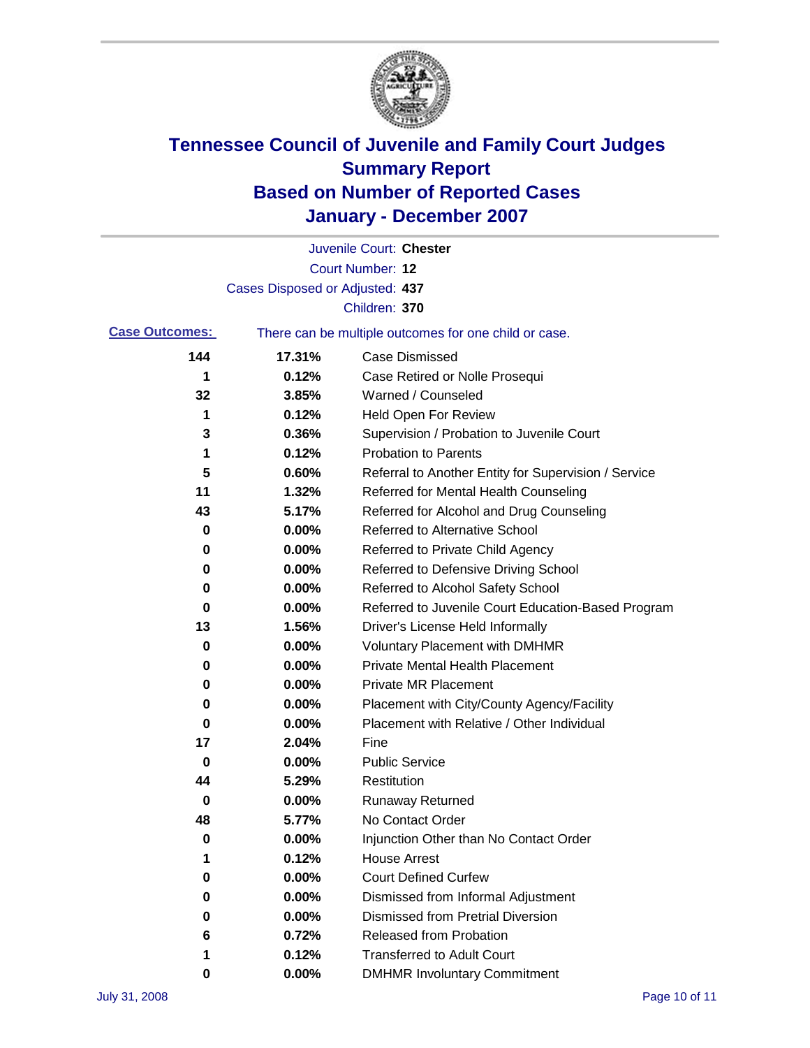# Tennessee Council of Juvenile and Family Court Judges
# Summary Report
# Based on Number of Reported Cases
# January - December 2007

Juvenile Court: **Chester**

Court Number: **12**

Cases Disposed or Adjusted: **437**

Children: **370**

**Case Outcomes:** There can be multiple outcomes for one child or case.

| | | |
|---|---|---|
| 144 | 17.31% | Case Dismissed |
| 1 | 0.12% | Case Retired or Nolle Prosequi |
| 32 | 3.85% | Warned / Counseled |
| 1 | 0.12% | Held Open For Review |
| 3 | 0.36% | Supervision / Probation to Juvenile Court |
| 1 | 0.12% | Probation to Parents |
| 5 | 0.60% | Referral to Another Entity for Supervision / Service |
| 11 | 1.32% | Referred for Mental Health Counseling |
| 43 | 5.17% | Referred for Alcohol and Drug Counseling |
| 0 | 0.00% | Referred to Alternative School |
| 0 | 0.00% | Referred to Private Child Agency |
| 0 | 0.00% | Referred to Defensive Driving School |
| 0 | 0.00% | Referred to Alcohol Safety School |
| 0 | 0.00% | Referred to Juvenile Court Education-Based Program |
| 13 | 1.56% | Driver's License Held Informally |
| 0 | 0.00% | Voluntary Placement with DMHMR |
| 0 | 0.00% | Private Mental Health Placement |
| 0 | 0.00% | Private MR Placement |
| 0 | 0.00% | Placement with City/County Agency/Facility |
| 0 | 0.00% | Placement with Relative / Other Individual |
| 17 | 2.04% | Fine |
| 0 | 0.00% | Public Service |
| 44 | 5.29% | Restitution |
| 0 | 0.00% | Runaway Returned |
| 48 | 5.77% | No Contact Order |
| 0 | 0.00% | Injunction Other than No Contact Order |
| 1 | 0.12% | House Arrest |
| 0 | 0.00% | Court Defined Curfew |
| 0 | 0.00% | Dismissed from Informal Adjustment |
| 0 | 0.00% | Dismissed from Pretrial Diversion |
| 6 | 0.72% | Released from Probation |
| 1 | 0.12% | Transferred to Adult Court |
| 0 | 0.00% | DMHMR Involuntary Commitment |

July 31, 2008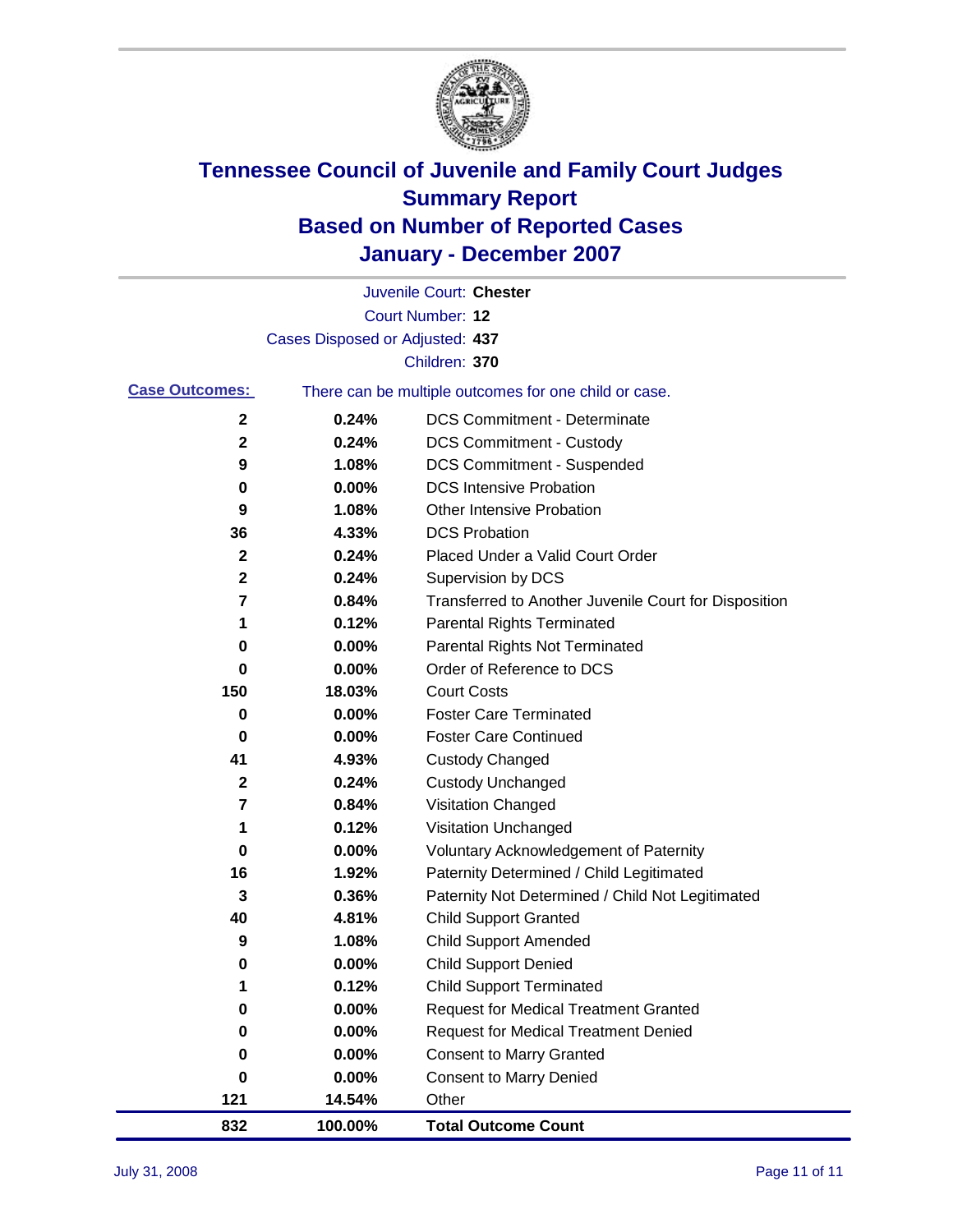# Tennessee Council of Juvenile and Family Court Judges
## Summary Report
## Based on Number of Reported Cases
## January - December 2007

Juvenile Court: **Chester**

Court Number: **12**

Cases Disposed or Adjusted: **437**

Children: **370**

**Case Outcomes:** There can be multiple outcomes for one child or case.

| | | |
|---|---|---|
| 2 | 0.24% | DCS Commitment - Determinate |
| 2 | 0.24% | DCS Commitment - Custody |
| 9 | 1.08% | DCS Commitment - Suspended |
| 0 | 0.00% | DCS Intensive Probation |
| 9 | 1.08% | Other Intensive Probation |
| 36 | 4.33% | DCS Probation |
| 2 | 0.24% | Placed Under a Valid Court Order |
| 2 | 0.24% | Supervision by DCS |
| 7 | 0.84% | Transferred to Another Juvenile Court for Disposition |
| 1 | 0.12% | Parental Rights Terminated |
| 0 | 0.00% | Parental Rights Not Terminated |
| 0 | 0.00% | Order of Reference to DCS |
| 150 | 18.03% | Court Costs |
| 0 | 0.00% | Foster Care Terminated |
| 0 | 0.00% | Foster Care Continued |
| 41 | 4.93% | Custody Changed |
| 2 | 0.24% | Custody Unchanged |
| 7 | 0.84% | Visitation Changed |
| 1 | 0.12% | Visitation Unchanged |
| 0 | 0.00% | Voluntary Acknowledgement of Paternity |
| 16 | 1.92% | Paternity Determined / Child Legitimated |
| 3 | 0.36% | Paternity Not Determined / Child Not Legitimated |
| 40 | 4.81% | Child Support Granted |
| 9 | 1.08% | Child Support Amended |
| 0 | 0.00% | Child Support Denied |
| 1 | 0.12% | Child Support Terminated |
| 0 | 0.00% | Request for Medical Treatment Granted |
| 0 | 0.00% | Request for Medical Treatment Denied |
| 0 | 0.00% | Consent to Marry Granted |
| 0 | 0.00% | Consent to Marry Denied |
| 121 | 14.54% | Other |
| **832** | **100.00%** | **Total Outcome Count** |